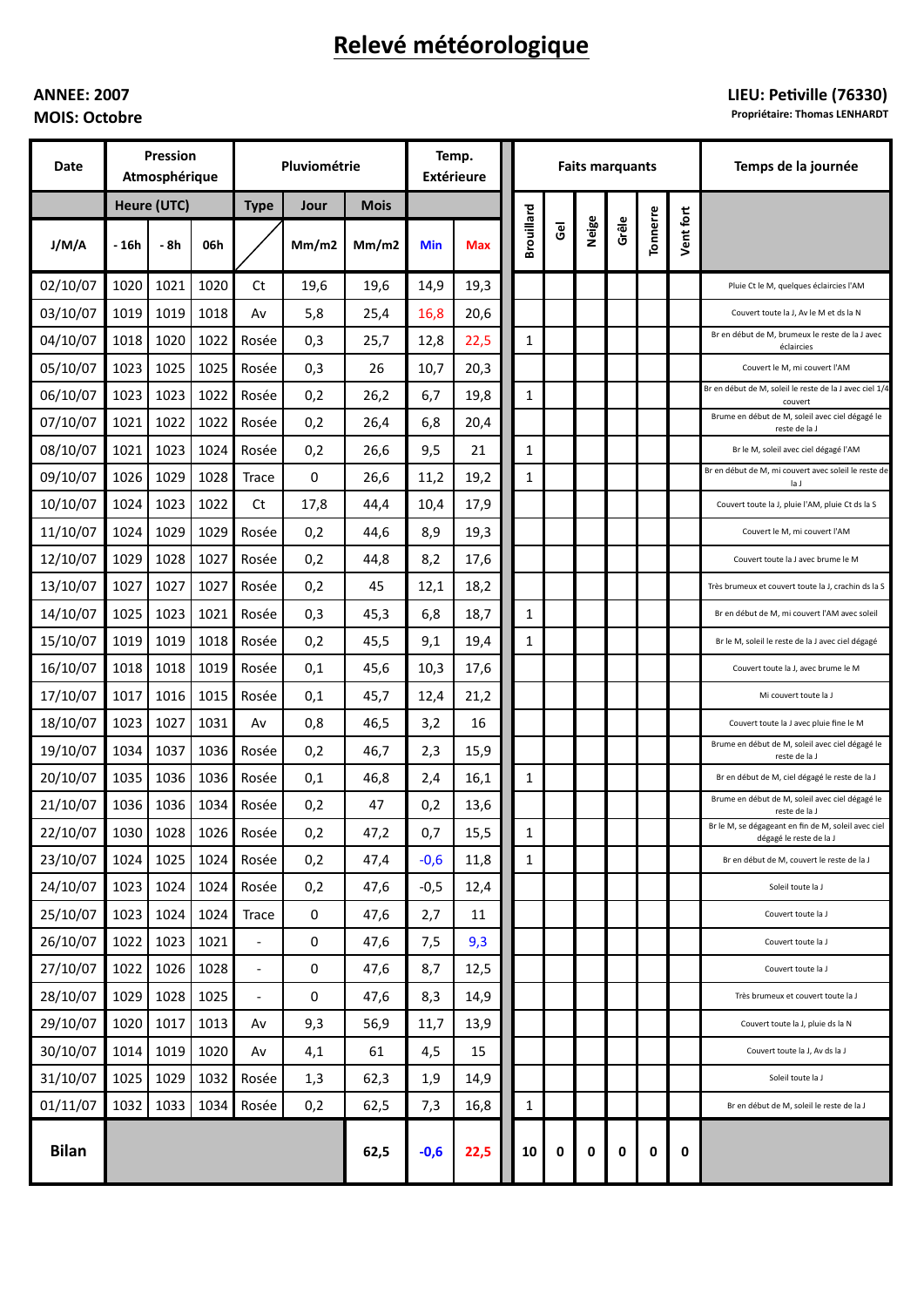# Relevé météorologique

**ANNEE: 2007**
**MOIS: Octobre**

**LIEU: Petiville (76330)**
**Propriétaire: Thomas LENHARDT**

| Date | Pression Atmosphérique | | | Pluviométrie | | | Temp. Extérieure | | Faits marquants | | | | | | Temps de la journée |
|---|---|---|---|---|---|---|---|---|---|---|---|---|---|---|---|
| | Heure (UTC) | | | Type | Jour | Mois | | | | | | | | | |
| J/M/A | - 16h | - 8h | 06h | | Mm/m2 | Mm/m2 | Min | Max | Brouillard | Gel | Neige | Grêle | Tonnerre | Vent fort | |
| 02/10/07 | 1020 | 1021 | 1020 | Ct | 19,6 | 19,6 | 14,9 | 19,3 | | | | | | | Pluie Ct le M, quelques éclaircies l'AM |
| 03/10/07 | 1019 | 1019 | 1018 | Av | 5,8 | 25,4 | 16,8 | 20,6 | | | | | | | Couvert toute la J, Av le M et ds la N |
| 04/10/07 | 1018 | 1020 | 1022 | Rosée | 0,3 | 25,7 | 12,8 | 22,5 | 1 | | | | | | Br en début de M, brumeux le reste de la J avec éclaircies |
| 05/10/07 | 1023 | 1025 | 1025 | Rosée | 0,3 | 26 | 10,7 | 20,3 | | | | | | | Couvert le M, mi couvert l'AM |
| 06/10/07 | 1023 | 1023 | 1022 | Rosée | 0,2 | 26,2 | 6,7 | 19,8 | 1 | | | | | | Br en début de M, soleil le reste de la J avec ciel 1/4 couvert |
| 07/10/07 | 1021 | 1022 | 1022 | Rosée | 0,2 | 26,4 | 6,8 | 20,4 | | | | | | | Brume en début de M, soleil avec ciel dégagé le reste de la J |
| 08/10/07 | 1021 | 1023 | 1024 | Rosée | 0,2 | 26,6 | 9,5 | 21 | 1 | | | | | | Br le M, soleil avec ciel dégagé l'AM |
| 09/10/07 | 1026 | 1029 | 1028 | Trace | 0 | 26,6 | 11,2 | 19,2 | 1 | | | | | | Br en début de M, mi couvert avec soleil le reste de la J |
| 10/10/07 | 1024 | 1023 | 1022 | Ct | 17,8 | 44,4 | 10,4 | 17,9 | | | | | | | Couvert toute la J, pluie l'AM, pluie Ct ds la S |
| 11/10/07 | 1024 | 1029 | 1029 | Rosée | 0,2 | 44,6 | 8,9 | 19,3 | | | | | | | Couvert le M, mi couvert l'AM |
| 12/10/07 | 1029 | 1028 | 1027 | Rosée | 0,2 | 44,8 | 8,2 | 17,6 | | | | | | | Couvert toute la J avec brume le M |
| 13/10/07 | 1027 | 1027 | 1027 | Rosée | 0,2 | 45 | 12,1 | 18,2 | | | | | | | Très brumeux et couvert toute la J, crachin ds la S |
| 14/10/07 | 1025 | 1023 | 1021 | Rosée | 0,3 | 45,3 | 6,8 | 18,7 | 1 | | | | | | Br en début de M, mi couvert l'AM avec soleil |
| 15/10/07 | 1019 | 1019 | 1018 | Rosée | 0,2 | 45,5 | 9,1 | 19,4 | 1 | | | | | | Br le M, soleil le reste de la J avec ciel dégagé |
| 16/10/07 | 1018 | 1018 | 1019 | Rosée | 0,1 | 45,6 | 10,3 | 17,6 | | | | | | | Couvert toute la J, avec brume le M |
| 17/10/07 | 1017 | 1016 | 1015 | Rosée | 0,1 | 45,7 | 12,4 | 21,2 | | | | | | | Mi couvert toute la J |
| 18/10/07 | 1023 | 1027 | 1031 | Av | 0,8 | 46,5 | 3,2 | 16 | | | | | | | Couvert toute la J avec pluie fine le M |
| 19/10/07 | 1034 | 1037 | 1036 | Rosée | 0,2 | 46,7 | 2,3 | 15,9 | | | | | | | Brume en début de M, soleil avec ciel dégagé le reste de la J |
| 20/10/07 | 1035 | 1036 | 1036 | Rosée | 0,1 | 46,8 | 2,4 | 16,1 | 1 | | | | | | Br en début de M, ciel dégagé le reste de la J |
| 21/10/07 | 1036 | 1036 | 1034 | Rosée | 0,2 | 47 | 0,2 | 13,6 | | | | | | | Brume en début de M, soleil avec ciel dégagé le reste de la J |
| 22/10/07 | 1030 | 1028 | 1026 | Rosée | 0,2 | 47,2 | 0,7 | 15,5 | 1 | | | | | | Br le M, se dégageant en fin de M, soleil avec ciel dégagé le reste de la J |
| 23/10/07 | 1024 | 1025 | 1024 | Rosée | 0,2 | 47,4 | -0,6 | 11,8 | 1 | | | | | | Br en début de M, couvert le reste de la J |
| 24/10/07 | 1023 | 1024 | 1024 | Rosée | 0,2 | 47,6 | -0,5 | 12,4 | | | | | | | Soleil toute la J |
| 25/10/07 | 1023 | 1024 | 1024 | Trace | 0 | 47,6 | 2,7 | 11 | | | | | | | Couvert toute la J |
| 26/10/07 | 1022 | 1023 | 1021 | - | 0 | 47,6 | 7,5 | 9,3 | | | | | | | Couvert toute la J |
| 27/10/07 | 1022 | 1026 | 1028 | - | 0 | 47,6 | 8,7 | 12,5 | | | | | | | Couvert toute la J |
| 28/10/07 | 1029 | 1028 | 1025 | - | 0 | 47,6 | 8,3 | 14,9 | | | | | | | Très brumeux et couvert toute la J |
| 29/10/07 | 1020 | 1017 | 1013 | Av | 9,3 | 56,9 | 11,7 | 13,9 | | | | | | | Couvert toute la J, pluie ds la N |
| 30/10/07 | 1014 | 1019 | 1020 | Av | 4,1 | 61 | 4,5 | 15 | | | | | | | Couvert toute la J, Av ds la J |
| 31/10/07 | 1025 | 1029 | 1032 | Rosée | 1,3 | 62,3 | 1,9 | 14,9 | | | | | | | Soleil toute la J |
| 01/11/07 | 1032 | 1033 | 1034 | Rosée | 0,2 | 62,5 | 7,3 | 16,8 | 1 | | | | | | Br en début de M, soleil le reste de la J |
| **Bilan** | | | | | | **62,5** | **-0,6** | **22,5** | **10** | **0** | **0** | **0** | **0** | **0** | |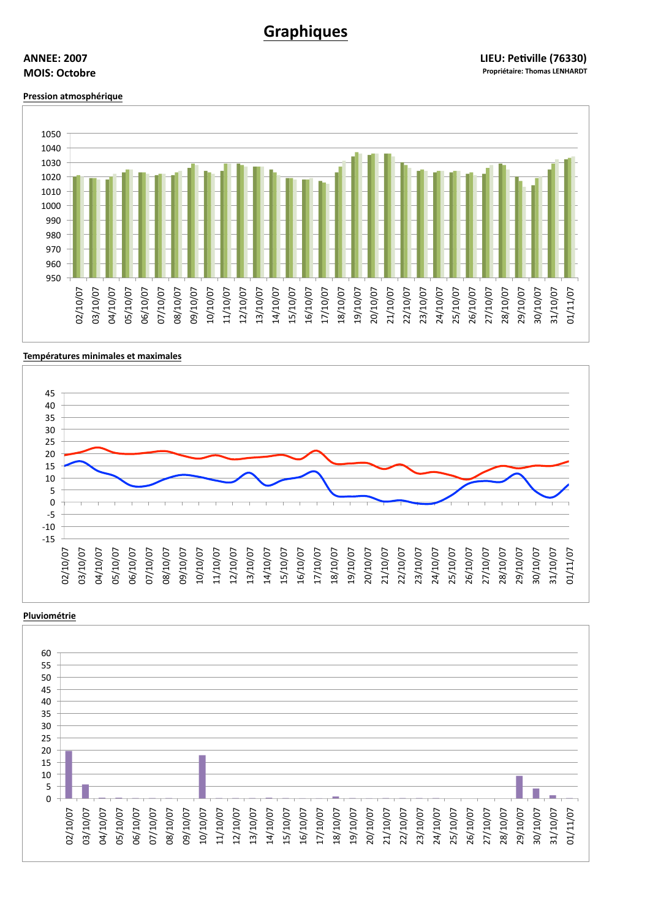# Graphiques

**ANNEE: 2007**
**MOIS: Octobre**

**LIEU: Petiville (76330)**
**Propriétaire: Thomas LENHARDT**

**Pression atmosphérique**

1050
1040
1030
1020
1010
1000
990
980
970
960
950

02/10/07 03/10/07 04/10/07 05/10/07 06/10/07 07/10/07 08/10/07 09/10/07 10/10/07 11/10/07 12/10/07 13/10/07 14/10/07 15/10/07 16/10/07 17/10/07 18/10/07 19/10/07 20/10/07 21/10/07 22/10/07 23/10/07 24/10/07 25/10/07 26/10/07 27/10/07 28/10/07 29/10/07 30/10/07 31/10/07 01/11/07

**Températures minimales et maximales**

45
40
35
30
25
20
15
10
5
0
-5
-10
-15

02/10/07 03/10/07 04/10/07 05/10/07 06/10/07 07/10/07 08/10/07 09/10/07 10/10/07 11/10/07 12/10/07 13/10/07 14/10/07 15/10/07 16/10/07 17/10/07 18/10/07 19/10/07 20/10/07 21/10/07 22/10/07 23/10/07 24/10/07 25/10/07 26/10/07 27/10/07 28/10/07 29/10/07 30/10/07 31/10/07 01/11/07

**Pluviométrie**

60
55
50
45
40
35
30
25
20
15
10
5
0

02/10/07 03/10/07 04/10/07 05/10/07 06/10/07 07/10/07 08/10/07 09/10/07 10/10/07 11/10/07 12/10/07 13/10/07 14/10/07 15/10/07 16/10/07 17/10/07 18/10/07 19/10/07 20/10/07 21/10/07 22/10/07 23/10/07 24/10/07 25/10/07 26/10/07 27/10/07 28/10/07 29/10/07 30/10/07 31/10/07 01/11/07